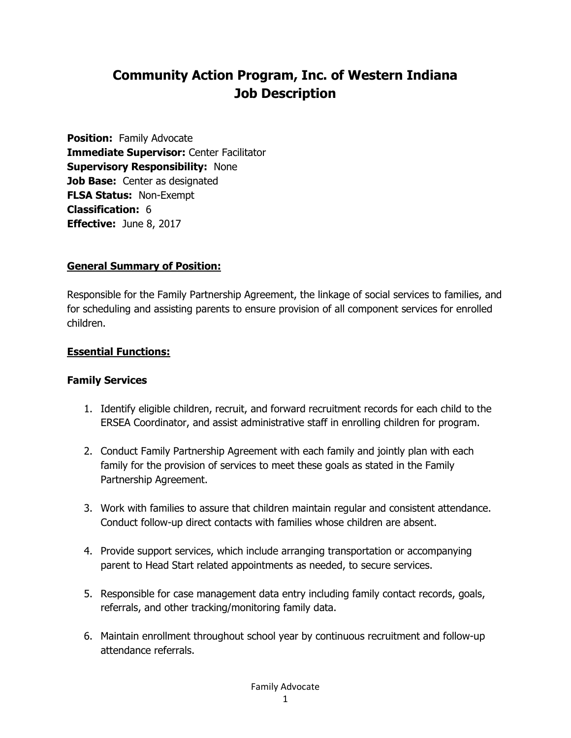# Community Action Program, Inc. of Western Indiana
# Job Description

**Position:** Family Advocate
**Immediate Supervisor:** Center Facilitator
**Supervisory Responsibility:** None
**Job Base:** Center as designated
**FLSA Status:** Non-Exempt
**Classification:** 6
**Effective:** June 8, 2017

## General Summary of Position:

Responsible for the Family Partnership Agreement, the linkage of social services to families, and for scheduling and assisting parents to ensure provision of all component services for enrolled children.

## Essential Functions:

### Family Services

1. Identify eligible children, recruit, and forward recruitment records for each child to the ERSEA Coordinator, and assist administrative staff in enrolling children for program.

2. Conduct Family Partnership Agreement with each family and jointly plan with each family for the provision of services to meet these goals as stated in the Family Partnership Agreement.

3. Work with families to assure that children maintain regular and consistent attendance. Conduct follow-up direct contacts with families whose children are absent.

4. Provide support services, which include arranging transportation or accompanying parent to Head Start related appointments as needed, to secure services.

5. Responsible for case management data entry including family contact records, goals, referrals, and other tracking/monitoring family data.

6. Maintain enrollment throughout school year by continuous recruitment and follow-up attendance referrals.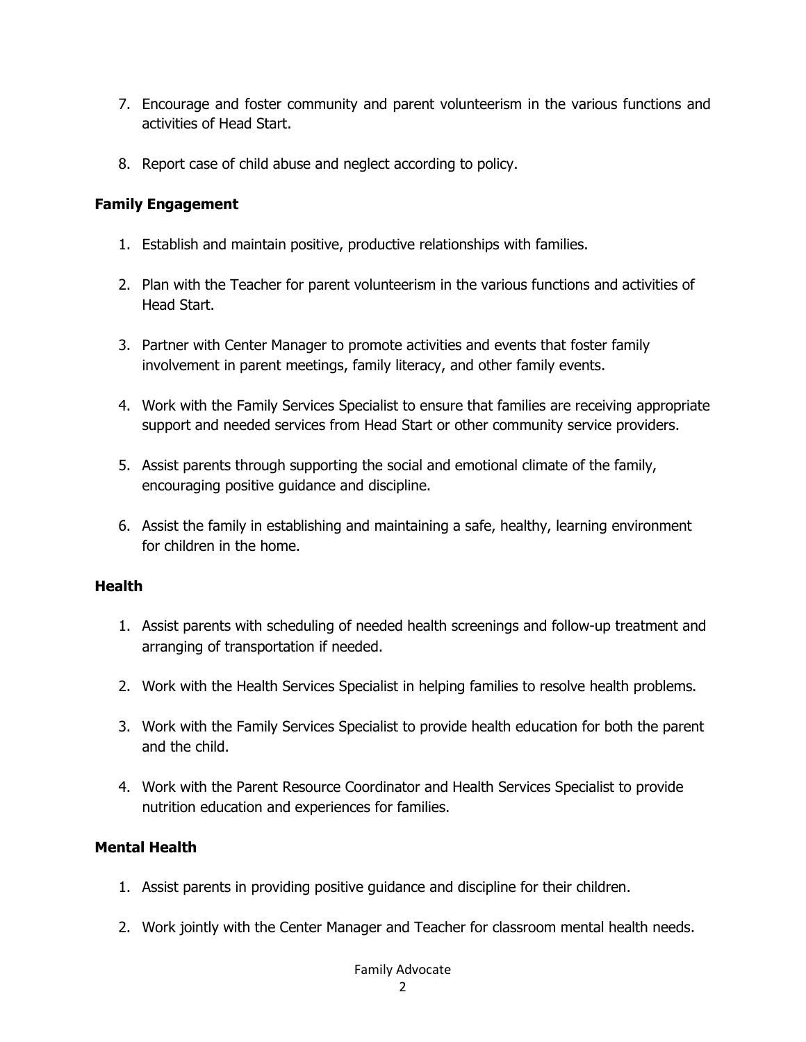7. Encourage and foster community and parent volunteerism in the various functions and activities of Head Start.

8. Report case of child abuse and neglect according to policy.

**Family Engagement**

1. Establish and maintain positive, productive relationships with families.

2. Plan with the Teacher for parent volunteerism in the various functions and activities of Head Start.

3. Partner with Center Manager to promote activities and events that foster family involvement in parent meetings, family literacy, and other family events.

4. Work with the Family Services Specialist to ensure that families are receiving appropriate support and needed services from Head Start or other community service providers.

5. Assist parents through supporting the social and emotional climate of the family, encouraging positive guidance and discipline.

6. Assist the family in establishing and maintaining a safe, healthy, learning environment for children in the home.

**Health**

1. Assist parents with scheduling of needed health screenings and follow-up treatment and arranging of transportation if needed.

2. Work with the Health Services Specialist in helping families to resolve health problems.

3. Work with the Family Services Specialist to provide health education for both the parent and the child.

4. Work with the Parent Resource Coordinator and Health Services Specialist to provide nutrition education and experiences for families.

**Mental Health**

1. Assist parents in providing positive guidance and discipline for their children.

2. Work jointly with the Center Manager and Teacher for classroom mental health needs.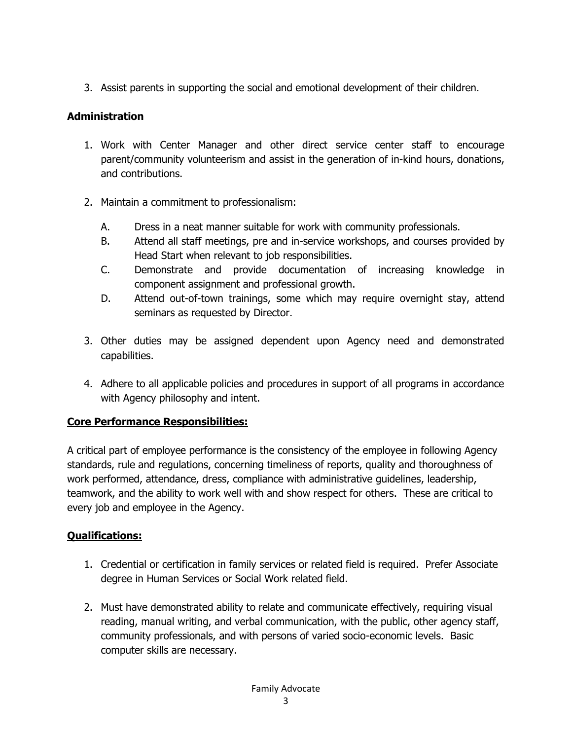3. Assist parents in supporting the social and emotional development of their children.

**Administration**

1. Work with Center Manager and other direct service center staff to encourage parent/community volunteerism and assist in the generation of in-kind hours, donations, and contributions.

2. Maintain a commitment to professionalism:

   A. Dress in a neat manner suitable for work with community professionals.
   B. Attend all staff meetings, pre and in-service workshops, and courses provided by Head Start when relevant to job responsibilities.
   C. Demonstrate and provide documentation of increasing knowledge in component assignment and professional growth.
   D. Attend out-of-town trainings, some which may require overnight stay, attend seminars as requested by Director.

3. Other duties may be assigned dependent upon Agency need and demonstrated capabilities.

4. Adhere to all applicable policies and procedures in support of all programs in accordance with Agency philosophy and intent.

**Core Performance Responsibilities:**

A critical part of employee performance is the consistency of the employee in following Agency standards, rule and regulations, concerning timeliness of reports, quality and thoroughness of work performed, attendance, dress, compliance with administrative guidelines, leadership, teamwork, and the ability to work well with and show respect for others. These are critical to every job and employee in the Agency.

**Qualifications:**

1. Credential or certification in family services or related field is required. Prefer Associate degree in Human Services or Social Work related field.

2. Must have demonstrated ability to relate and communicate effectively, requiring visual reading, manual writing, and verbal communication, with the public, other agency staff, community professionals, and with persons of varied socio-economic levels. Basic computer skills are necessary.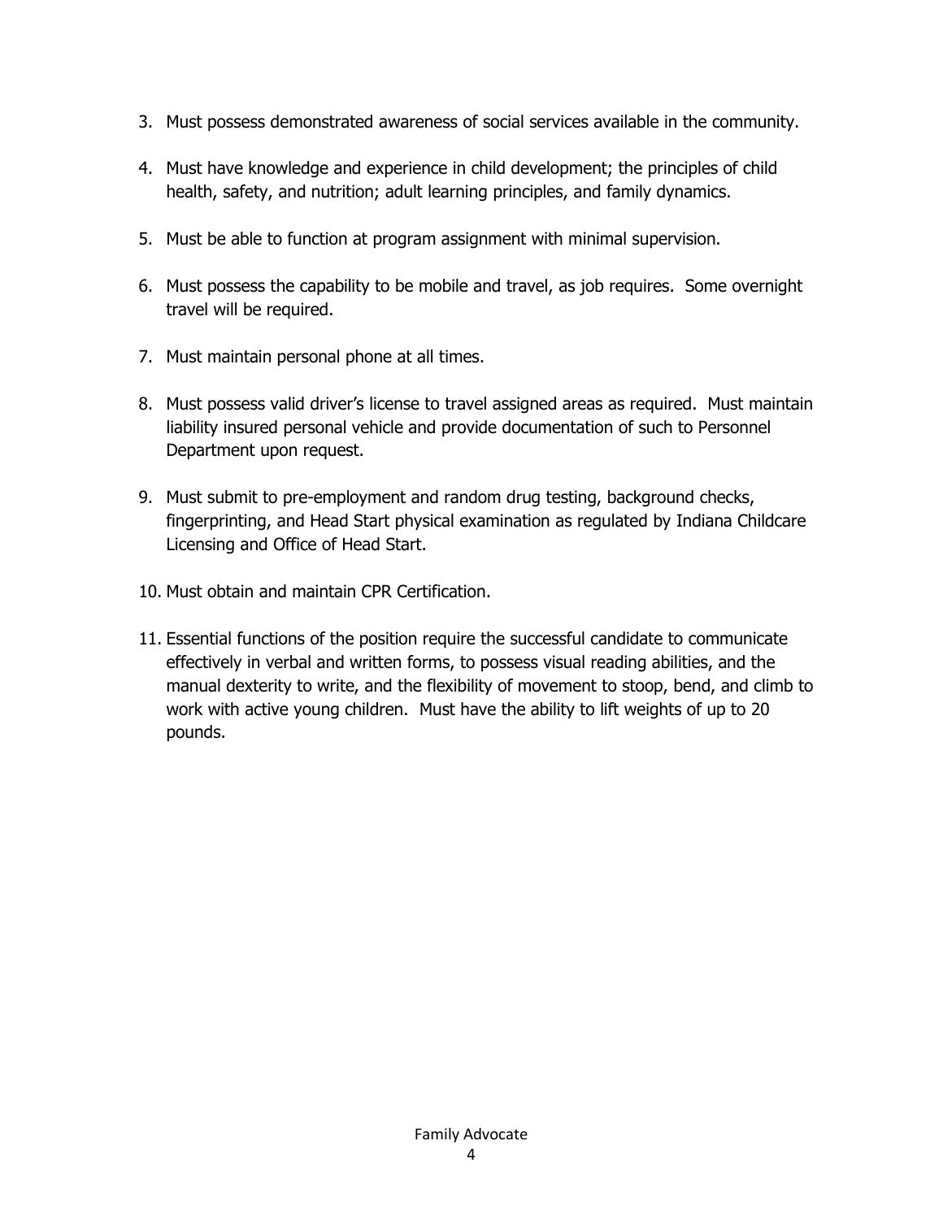3. Must possess demonstrated awareness of social services available in the community.

4. Must have knowledge and experience in child development; the principles of child health, safety, and nutrition; adult learning principles, and family dynamics.

5. Must be able to function at program assignment with minimal supervision.

6. Must possess the capability to be mobile and travel, as job requires. Some overnight travel will be required.

7. Must maintain personal phone at all times.

8. Must possess valid driver's license to travel assigned areas as required. Must maintain liability insured personal vehicle and provide documentation of such to Personnel Department upon request.

9. Must submit to pre-employment and random drug testing, background checks, fingerprinting, and Head Start physical examination as regulated by Indiana Childcare Licensing and Office of Head Start.

10. Must obtain and maintain CPR Certification.

11. Essential functions of the position require the successful candidate to communicate effectively in verbal and written forms, to possess visual reading abilities, and the manual dexterity to write, and the flexibility of movement to stoop, bend, and climb to work with active young children. Must have the ability to lift weights of up to 20 pounds.